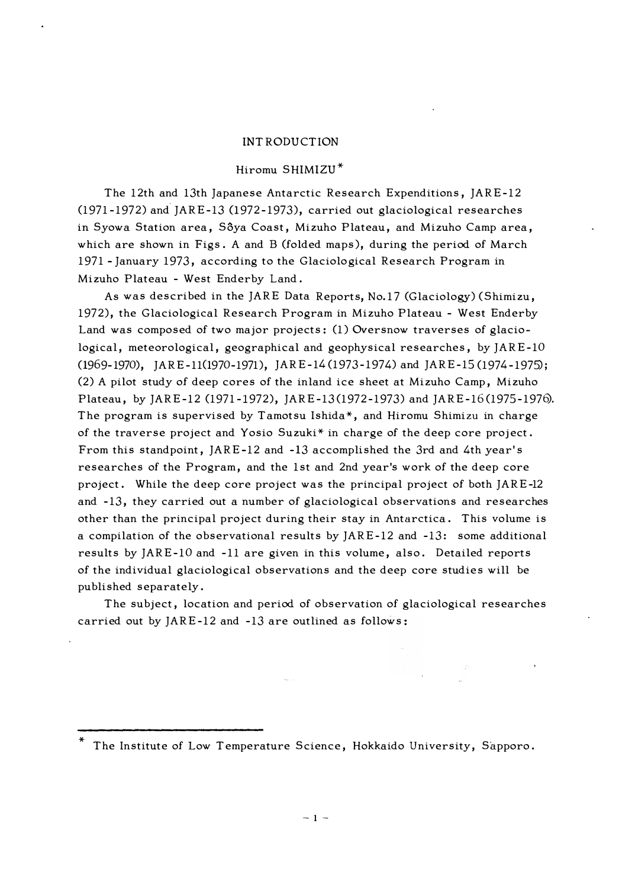# INTRODUCTION

Hiromu SHIMIZU*

The 12th and 13th Japanese Antarctic Research Expenditions, JARE-12 (1971-1972) and JARE-13 (1972-1973), carried out glaciological researches in Syowa Station area, Sôya Coast, Mizuho Plateau, and Mizuho Camp area, which are shown in Figs. A and B (folded maps), during the period of March 1971 - January 1973, according to the Glaciological Research Program in Mizuho Plateau - West Enderby Land.

As was described in the JARE Data Reports, No.17 (Glaciology) (Shimizu, 1972), the Glaciological Research Program in Mizuho Plateau - West Enderby Land was composed of two major projects: (1) Oversnow traverses of glaciological, meteorological, geographical and geophysical researches, by JARE-10 (1969-1970), JARE-11(1970-1971), JARE-14(1973-1974) and JARE-15(1974-1975); (2) A pilot study of deep cores of the inland ice sheet at Mizuho Camp, Mizuho Plateau, by JARE-12 (1971-1972), JARE-13(1972-1973) and JARE-16(1975-1976). The program is supervised by Tamotsu Ishida*, and Hiromu Shimizu in charge of the traverse project and Yosio Suzuki* in charge of the deep core project. From this standpoint, JARE-12 and -13 accomplished the 3rd and 4th year's researches of the Program, and the 1st and 2nd year's work of the deep core project. While the deep core project was the principal project of both JARE-12 and -13, they carried out a number of glaciological observations and researches other than the principal project during their stay in Antarctica. This volume is a compilation of the observational results by JARE-12 and -13: some additional results by JARE-10 and -11 are given in this volume, also. Detailed reports of the individual glaciological observations and the deep core studies will be published separately.

The subject, location and period of observation of glaciological researches carried out by JARE-12 and -13 are outlined as follows:

---

* The Institute of Low Temperature Science, Hokkaido University, Sapporo.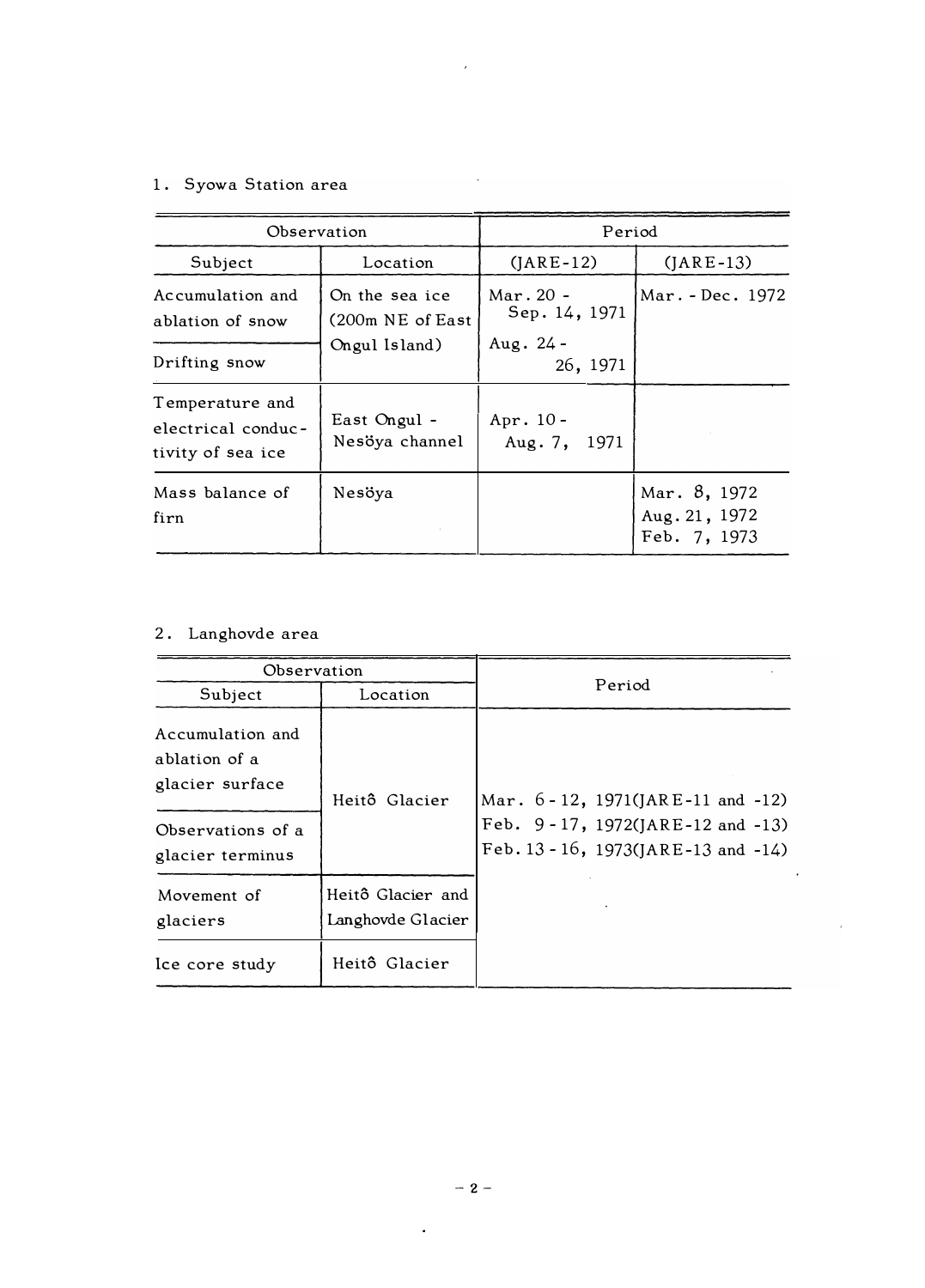1. Syowa Station area

| Observation | | Period | |
|---|---|---|---|
| Subject | Location | (JARE-12) | (JARE-13) |
| Accumulation and ablation of snow | On the sea ice (200m NE of East Ongul Island) | Mar. 20 - Sep. 14, 1971 | Mar. - Dec. 1972 |
| Drifting snow | | Aug. 24 - 26, 1971 | |
| Temperature and electrical conductivity of sea ice | East Ongul - Nesöya channel | Apr. 10 - Aug. 7, 1971 | |
| Mass balance of firn | Nesöya | | Mar. 8, 1972<br>Aug. 21, 1972<br>Feb. 7, 1973 |

2. Langhovde area

| Observation | | Period |
|---|---|---|
| Subject | Location | |
| Accumulation and ablation of a glacier surface | Heitô Glacier | Mar. 6 - 12, 1971(JARE-11 and -12)<br>Feb. 9 - 17, 1972(JARE-12 and -13)<br>Feb. 13 - 16, 1973(JARE-13 and -14) |
| Observations of a glacier terminus | | |
| Movement of glaciers | Heitô Glacier and Langhovde Glacier | |
| Ice core study | Heitô Glacier | |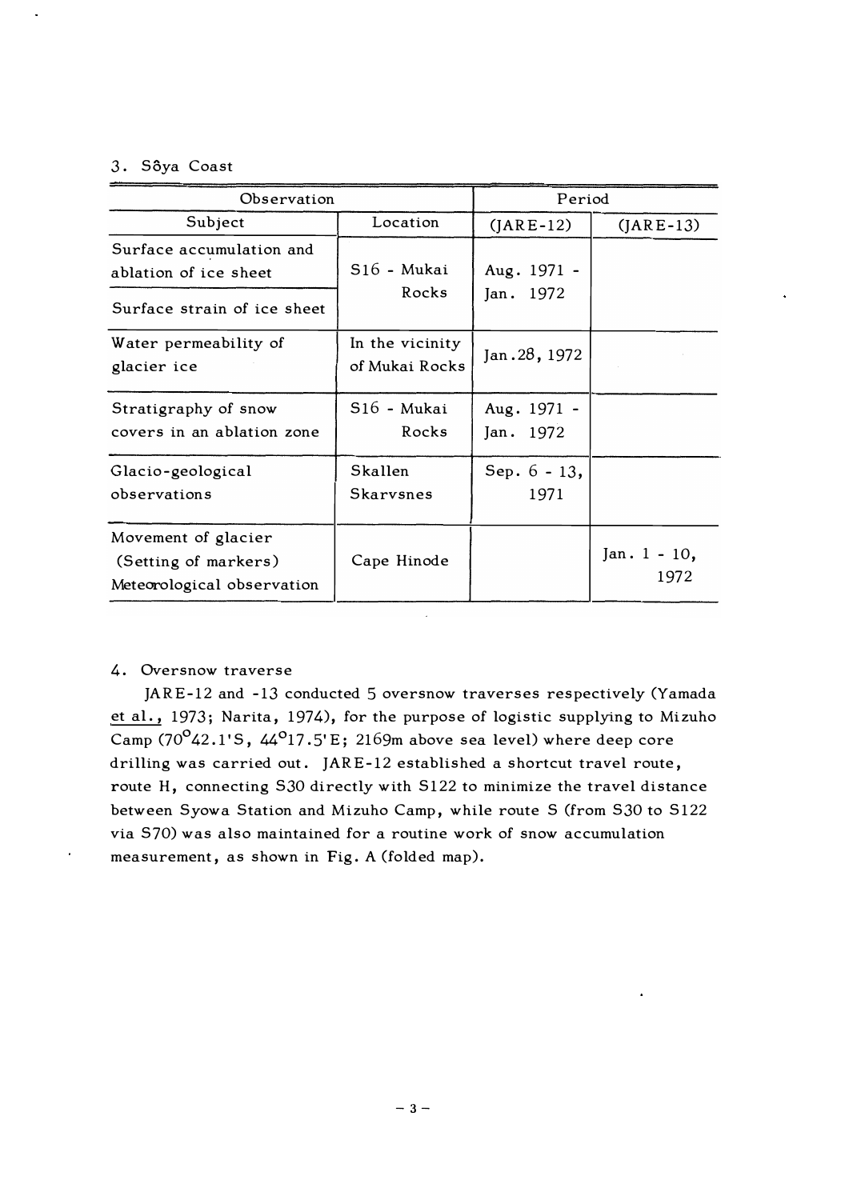3. Sôya Coast

| Observation | | Period | |
|---|---|---|---|
| Subject | Location | (JARE-12) | (JARE-13) |
| Surface accumulation and ablation of ice sheet | S16 - Mukai Rocks | Aug. 1971 - Jan. 1972 | |
| Surface strain of ice sheet | | | |
| Water permeability of glacier ice | In the vicinity of Mukai Rocks | Jan.28, 1972 | |
| Stratigraphy of snow covers in an ablation zone | S16 - Mukai Rocks | Aug. 1971 - Jan. 1972 | |
| Glacio-geological observations | Skallen Skarvsnes | Sep. 6 - 13, 1971 | |
| Movement of glacier (Setting of markers) Meteorological observation | Cape Hinode | | Jan. 1 - 10, 1972 |

4. Oversnow traverse

JARE-12 and -13 conducted 5 oversnow traverses respectively (Yamada et al., 1973; Narita, 1974), for the purpose of logistic supplying to Mizuho Camp (70°42.1'S, 44°17.5'E; 2169m above sea level) where deep core drilling was carried out. JARE-12 established a shortcut travel route, route H, connecting S30 directly with S122 to minimize the travel distance between Syowa Station and Mizuho Camp, while route S (from S30 to S122 via S70) was also maintained for a routine work of snow accumulation measurement, as shown in Fig. A (folded map).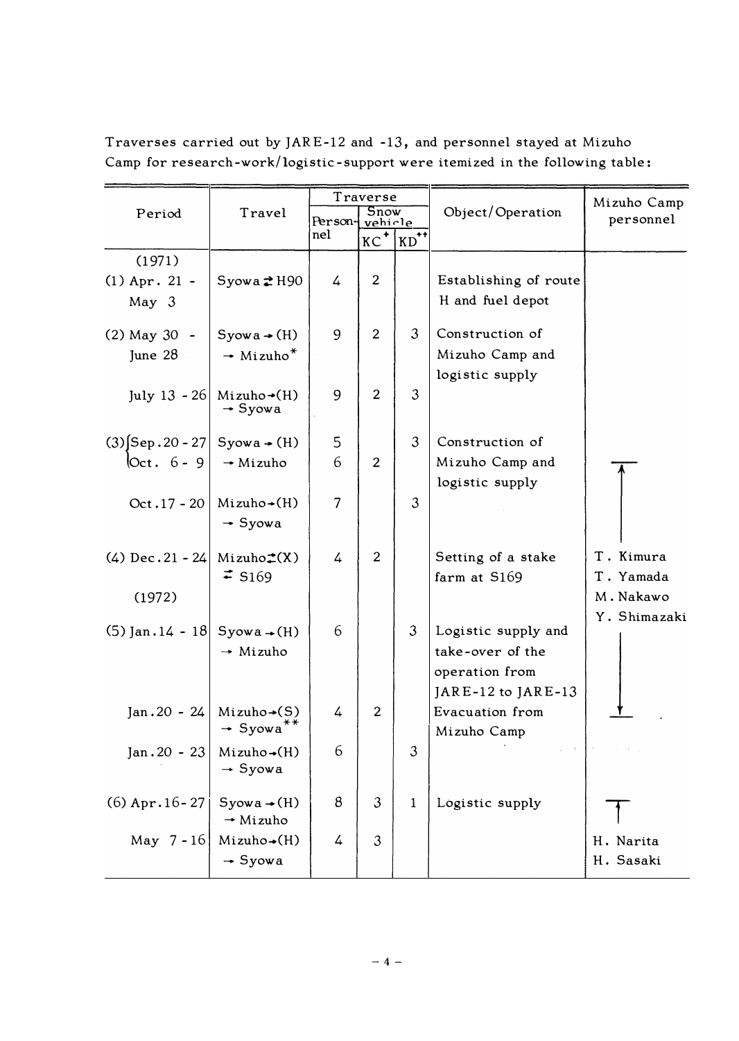Traverses carried out by JARE-12 and -13, and personnel stayed at Mizuho Camp for research-work/logistic-support were itemized in the following table:

| Period | Travel | Traverse | | | Object/Operation | Mizuho Camp personnel |
|---|---|---|---|---|---|---|
| | | Personnel | Snow vehicle | | | |
| | | | KC[+] | KD[++] | | |
| (1971) | | | | | | |
| (1) Apr. 21 - May 3 | Syowa ⇄ H90 | 4 | 2 | | Establishing of route H and fuel depot | |
| (2) May 30 - June 28 | Syowa → (H) → Mizuho* | 9 | 2 | 3 | Construction of Mizuho Camp and logistic supply | |
| July 13 - 26 | Mizuho → (H) → Syowa | 9 | 2 | 3 | | |
| (3) Sep. 20 - 27 | Syowa → (H) → Mizuho | 5 | | 3 | Construction of Mizuho Camp and logistic supply | |
| Oct. 6 - 9 | | 6 | 2 | | | ↑ |
| Oct. 17 - 20 | Mizuho → (H) → Syowa | 7 | | 3 | | |
| (4) Dec. 21 - 24 | Mizuho ⇄ (X) ⇄ S169 | 4 | 2 | | Setting of a stake farm at S169 | T. Kimura, T. Yamada, M. Nakawo, Y. Shimazaki |
| (1972) | | | | | | |
| (5) Jan. 14 - 18 | Syowa → (H) → Mizuho | 6 | | 3 | Logistic supply and take-over of the operation from JARE-12 to JARE-13 | |
| Jan. 20 - 24 | Mizuho → (S) → Syowa** | 4 | 2 | | Evacuation from Mizuho Camp | ↓ |
| Jan. 20 - 23 | Mizuho → (H) → Syowa | 6 | | 3 | | |
| (6) Apr. 16 - 27 | Syowa → (H) → Mizuho | 8 | 3 | 1 | Logistic supply | ↑ |
| May 7 - 16 | Mizuho → (H) → Syowa | 4 | 3 | | | H. Narita, H. Sasaki |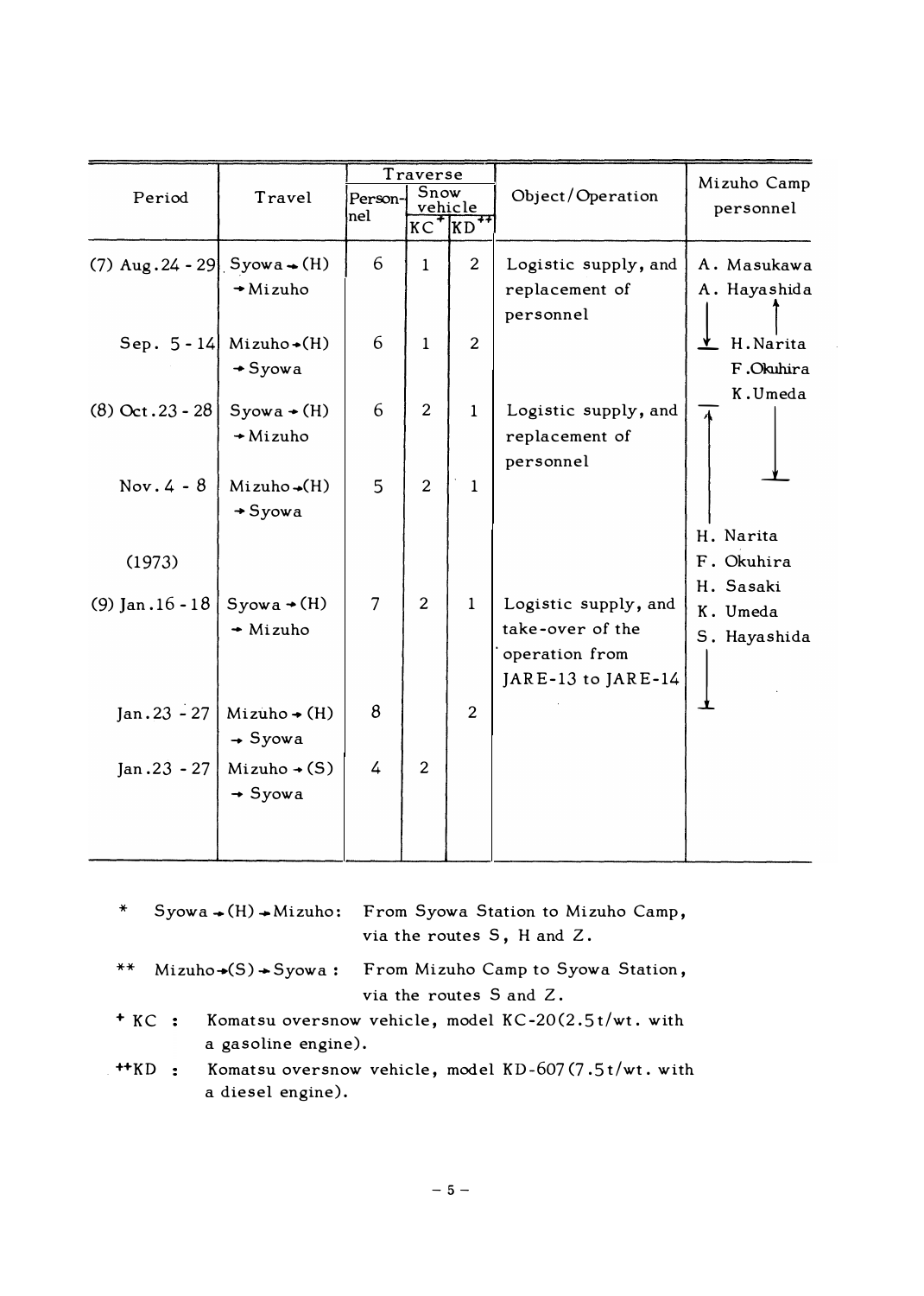| Period | Travel | Traverse | | | Object/Operation | Mizuho Camp personnel |
|---|---|---|---|---|---|---|
| | | Person-nel | Snow vehicle | | | |
| | | | KC[+] | KD[++] | | |
| (7) Aug.24 - 29 | Syowa → (H) → Mizuho | 6 | 1 | 2 | Logistic supply, and replacement of personnel | A. Masukawa A. Hayashida ↓ ↑ |
| Sep. 5 - 14 | Mizuho → (H) → Syowa | 6 | 1 | 2 | | H. Narita F. Okuhira K. Umeda |
| (8) Oct.23 - 28 | Syowa → (H) → Mizuho | 6 | 2 | 1 | Logistic supply, and replacement of personnel | ↑ ↓ |
| Nov. 4 - 8 | Mizuho → (H) → Syowa | 5 | 2 | 1 | | |
| (1973) | | | | | | H. Narita F. Okuhira H. Sasaki K. Umeda S. Hayashida |
| (9) Jan.16 - 18 | Syowa → (H) → Mizuho | 7 | 2 | 1 | Logistic supply, and take-over of the operation from JARE-13 to JARE-14 | ↓ |
| Jan.23 - 27 | Mizuho → (H) → Syowa | 8 | | 2 | | |
| Jan.23 - 27 | Mizuho → (S) → Syowa | 4 | 2 | | | |

\* Syowa → (H) → Mizuho: From Syowa Station to Mizuho Camp, via the routes S, H and Z.

\*\* Mizuho → (S) → Syowa : From Mizuho Camp to Syowa Station, via the routes S and Z.

[+] KC : Komatsu oversnow vehicle, model KC-20(2.5t/wt. with a gasoline engine).

[++] KD : Komatsu oversnow vehicle, model KD-607(7.5t/wt. with a diesel engine).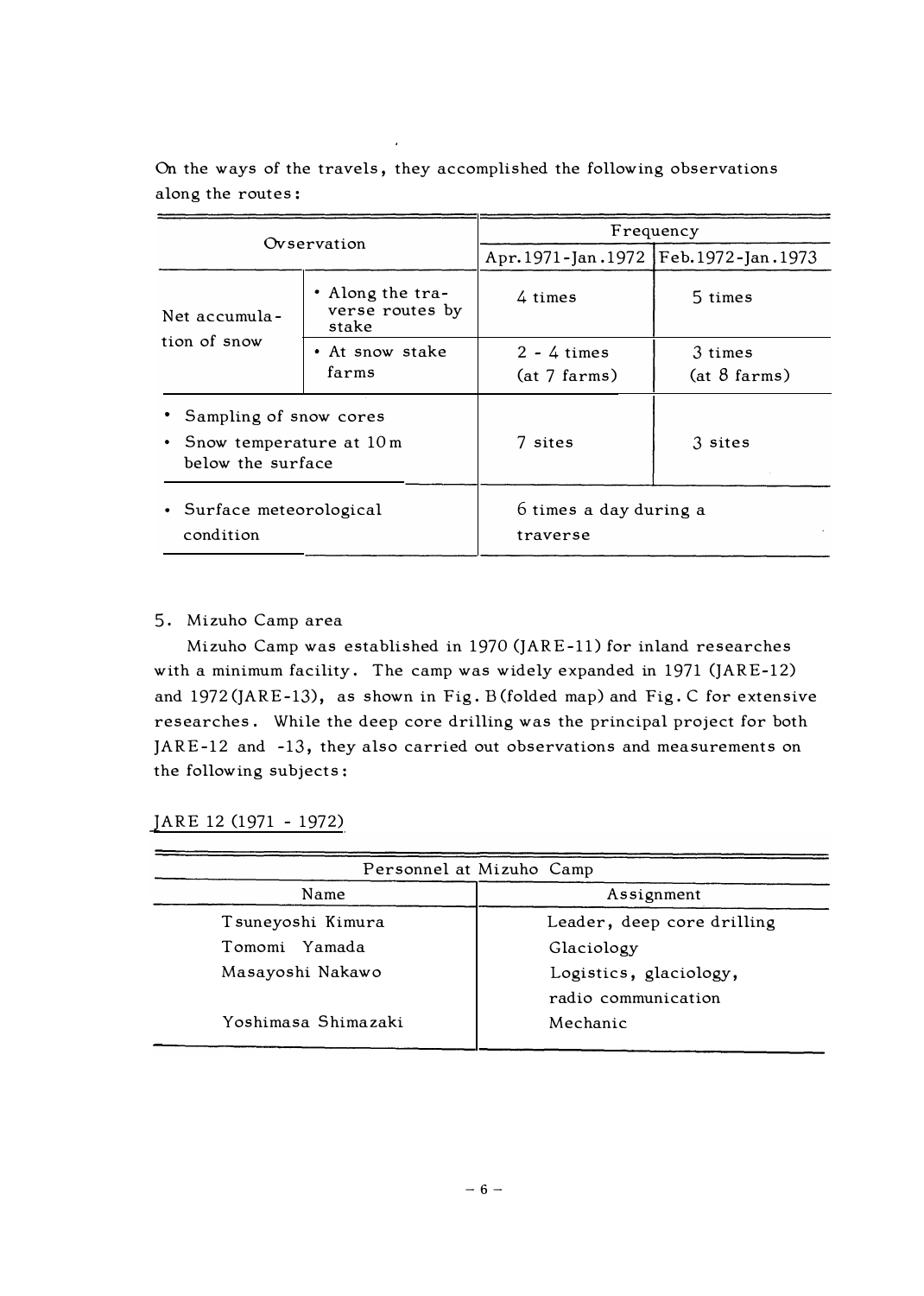On the ways of the travels, they accomplished the following observations along the routes:

| Ovservation | | Frequency | |
|---|---|---|---|
| | | Apr.1971-Jan.1972 | Feb.1972-Jan.1973 |
| Net accumulation of snow | • Along the traverse routes by stake | 4 times | 5 times |
| | • At snow stake farms | 2 - 4 times (at 7 farms) | 3 times (at 8 farms) |
| • Sampling of snow cores<br>• Snow temperature at 10 m below the surface | | 7 sites | 3 sites |
| • Surface meteorological condition | | 6 times a day during a traverse | |

5. Mizuho Camp area

Mizuho Camp was established in 1970 (JARE-11) for inland researches with a minimum facility. The camp was widely expanded in 1971 (JARE-12) and 1972 (JARE-13), as shown in Fig. B (folded map) and Fig. C for extensive researches. While the deep core drilling was the principal project for both JARE-12 and -13, they also carried out observations and measurements on the following subjects:

JARE 12 (1971 - 1972)

| Personnel at Mizuho Camp | |
|---|---|
| Name | Assignment |
| Tsuneyoshi Kimura | Leader, deep core drilling |
| Tomomi Yamada | Glaciology |
| Masayoshi Nakawo | Logistics, glaciology, radio communication |
| Yoshimasa Shimazaki | Mechanic |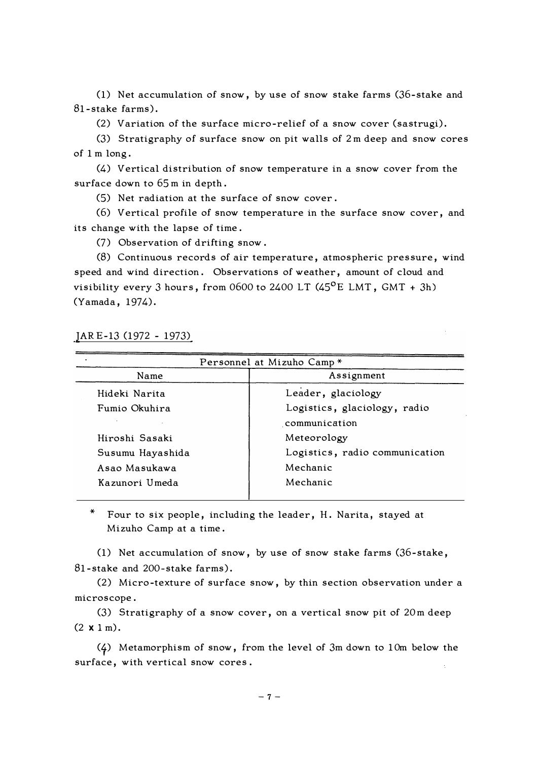(1) Net accumulation of snow, by use of snow stake farms (36-stake and 81-stake farms).

(2) Variation of the surface micro-relief of a snow cover (sastrugi).

(3) Stratigraphy of surface snow on pit walls of 2 m deep and snow cores of 1 m long.

(4) Vertical distribution of snow temperature in a snow cover from the surface down to 65 m in depth.

(5) Net radiation at the surface of snow cover.

(6) Vertical profile of snow temperature in the surface snow cover, and its change with the lapse of time.

(7) Observation of drifting snow.

(8) Continuous records of air temperature, atmospheric pressure, wind speed and wind direction. Observations of weather, amount of cloud and visibility every 3 hours, from 0600 to 2400 LT (45°E LMT, GMT + 3h) (Yamada, 1974).

JARE-13 (1972 - 1973)

| Personnel at Mizuho Camp * | |
|---|---|
| Name | Assignment |
| Hideki Narita | Leader, glaciology |
| Fumio Okuhira | Logistics, glaciology, radio communication |
| Hiroshi Sasaki | Meteorology |
| Susumu Hayashida | Logistics, radio communication |
| Asao Masukawa | Mechanic |
| Kazunori Umeda | Mechanic |

\* Four to six people, including the leader, H. Narita, stayed at Mizuho Camp at a time.

(1) Net accumulation of snow, by use of snow stake farms (36-stake, 81-stake and 200-stake farms).

(2) Micro-texture of surface snow, by thin section observation under a microscope.

(3) Stratigraphy of a snow cover, on a vertical snow pit of 20 m deep (2 x 1 m).

(4) Metamorphism of snow, from the level of 3m down to 10m below the surface, with vertical snow cores.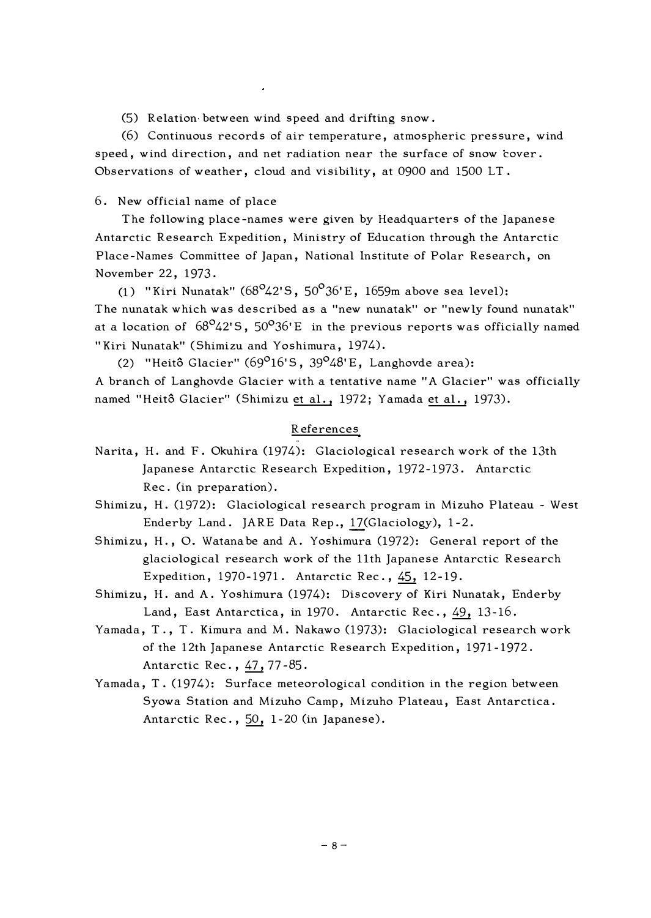(5) Relation between wind speed and drifting snow.

(6) Continuous records of air temperature, atmospheric pressure, wind speed, wind direction, and net radiation near the surface of snow cover. Observations of weather, cloud and visibility, at 0900 and 1500 LT.

6. New official name of place

The following place-names were given by Headquarters of the Japanese Antarctic Research Expedition, Ministry of Education through the Antarctic Place-Names Committee of Japan, National Institute of Polar Research, on November 22, 1973.

(1) "Kiri Nunatak" (68°42'S, 50°36'E, 1659m above sea level):
The nunatak which was described as a "new nunatak" or "newly found nunatak" at a location of 68°42'S, 50°36'E in the previous reports was officially named "Kiri Nunatak" (Shimizu and Yoshimura, 1974).

(2) "Heitô Glacier" (69°16'S, 39°48'E, Langhovde area):
A branch of Langhovde Glacier with a tentative name "A Glacier" was officially named "Heitô Glacier" (Shimizu et al., 1972; Yamada et al., 1973).

## References

Narita, H. and F. Okuhira (1974): Glaciological research work of the 13th Japanese Antarctic Research Expedition, 1972-1973. Antarctic Rec. (in preparation).

Shimizu, H. (1972): Glaciological research program in Mizuho Plateau - West Enderby Land. JARE Data Rep., 17(Glaciology), 1-2.

Shimizu, H., O. Watanabe and A. Yoshimura (1972): General report of the glaciological research work of the 11th Japanese Antarctic Research Expedition, 1970-1971. Antarctic Rec., 45, 12-19.

Shimizu, H. and A. Yoshimura (1974): Discovery of Kiri Nunatak, Enderby Land, East Antarctica, in 1970. Antarctic Rec., 49, 13-16.

Yamada, T., T. Kimura and M. Nakawo (1973): Glaciological research work of the 12th Japanese Antarctic Research Expedition, 1971-1972. Antarctic Rec., 47, 77-85.

Yamada, T. (1974): Surface meteorological condition in the region between Syowa Station and Mizuho Camp, Mizuho Plateau, East Antarctica. Antarctic Rec., 50, 1-20 (in Japanese).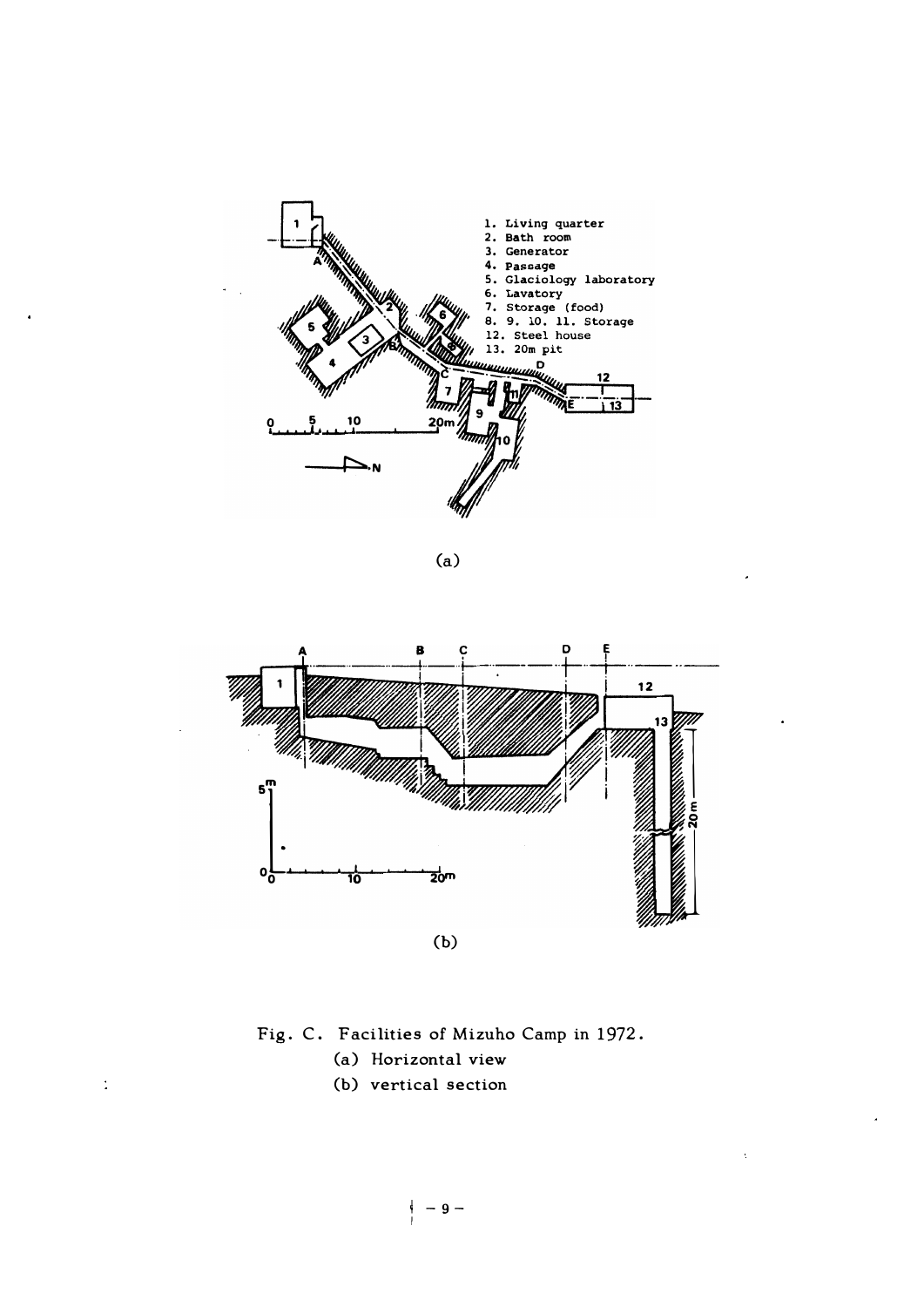1. Living quarter
2. Bath room
3. Generator
4. Passage
5. Glaciology laboratory
6. Lavatory
7. Storage (food)
8. 9. 10. 11. Storage
12. Steel house
13. 20m pit

0 5 10 20m

N

(a)

A B C D E

1 12 13

5m

0 0 10 20m

20m

(b)

Fig. C. Facilities of Mizuho Camp in 1972.
(a) Horizontal view
(b) vertical section